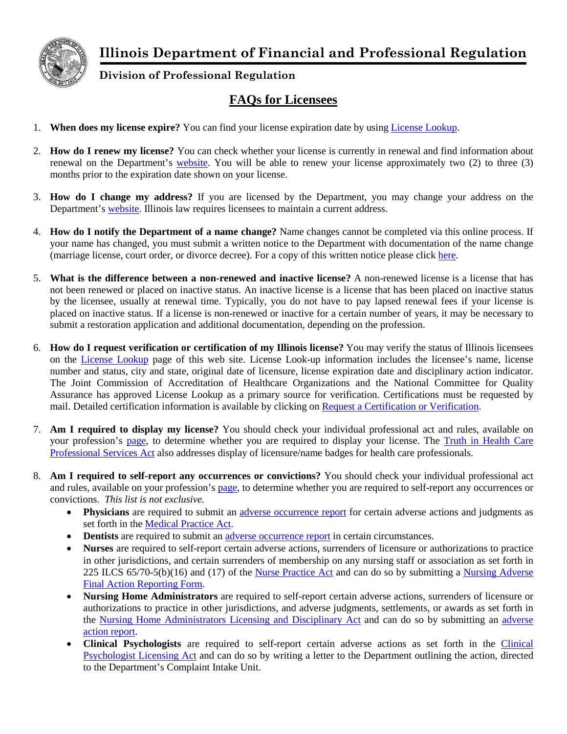# Illinois Department of Financial and Professional Regulation

## Division of Professional Regulation

## FAQs for Licensees

1. **When does my license expire?** You can find your license expiration date by using License Lookup.

2. **How do I renew my license?** You can check whether your license is currently in renewal and find information about renewal on the Department's website. You will be able to renew your license approximately two (2) to three (3) months prior to the expiration date shown on your license.

3. **How do I change my address?** If you are licensed by the Department, you may change your address on the Department's website. Illinois law requires licensees to maintain a current address.

4. **How do I notify the Department of a name change?** Name changes cannot be completed via this online process. If your name has changed, you must submit a written notice to the Department with documentation of the name change (marriage license, court order, or divorce decree). For a copy of this written notice please click here.

5. **What is the difference between a non-renewed and inactive license?** A non-renewed license is a license that has not been renewed or placed on inactive status. An inactive license is a license that has been placed on inactive status by the licensee, usually at renewal time. Typically, you do not have to pay lapsed renewal fees if your license is placed on inactive status. If a license is non-renewed or inactive for a certain number of years, it may be necessary to submit a restoration application and additional documentation, depending on the profession.

6. **How do I request verification or certification of my Illinois license?** You may verify the status of Illinois licensees on the License Lookup page of this web site. License Look-up information includes the licensee's name, license number and status, city and state, original date of licensure, license expiration date and disciplinary action indicator. The Joint Commission of Accreditation of Healthcare Organizations and the National Committee for Quality Assurance has approved License Lookup as a primary source for verification. Certifications must be requested by mail. Detailed certification information is available by clicking on Request a Certification or Verification.

7. **Am I required to display my license?** You should check your individual professional act and rules, available on your profession's page, to determine whether you are required to display your license. The Truth in Health Care Professional Services Act also addresses display of licensure/name badges for health care professionals.

8. **Am I required to self-report any occurrences or convictions?** You should check your individual professional act and rules, available on your profession's page, to determine whether you are required to self-report any occurrences or convictions. *This list is not exclusive.*
   - **Physicians** are required to submit an adverse occurrence report for certain adverse actions and judgments as set forth in the Medical Practice Act.
   - **Dentists** are required to submit an adverse occurrence report in certain circumstances.
   - **Nurses** are required to self-report certain adverse actions, surrenders of licensure or authorizations to practice in other jurisdictions, and certain surrenders of membership on any nursing staff or association as set forth in 225 ILCS 65/70-5(b)(16) and (17) of the Nurse Practice Act and can do so by submitting a Nursing Adverse Final Action Reporting Form.
   - **Nursing Home Administrators** are required to self-report certain adverse actions, surrenders of licensure or authorizations to practice in other jurisdictions, and adverse judgments, settlements, or awards as set forth in the Nursing Home Administrators Licensing and Disciplinary Act and can do so by submitting an adverse action report.
   - **Clinical Psychologists** are required to self-report certain adverse actions as set forth in the Clinical Psychologist Licensing Act and can do so by writing a letter to the Department outlining the action, directed to the Department's Complaint Intake Unit.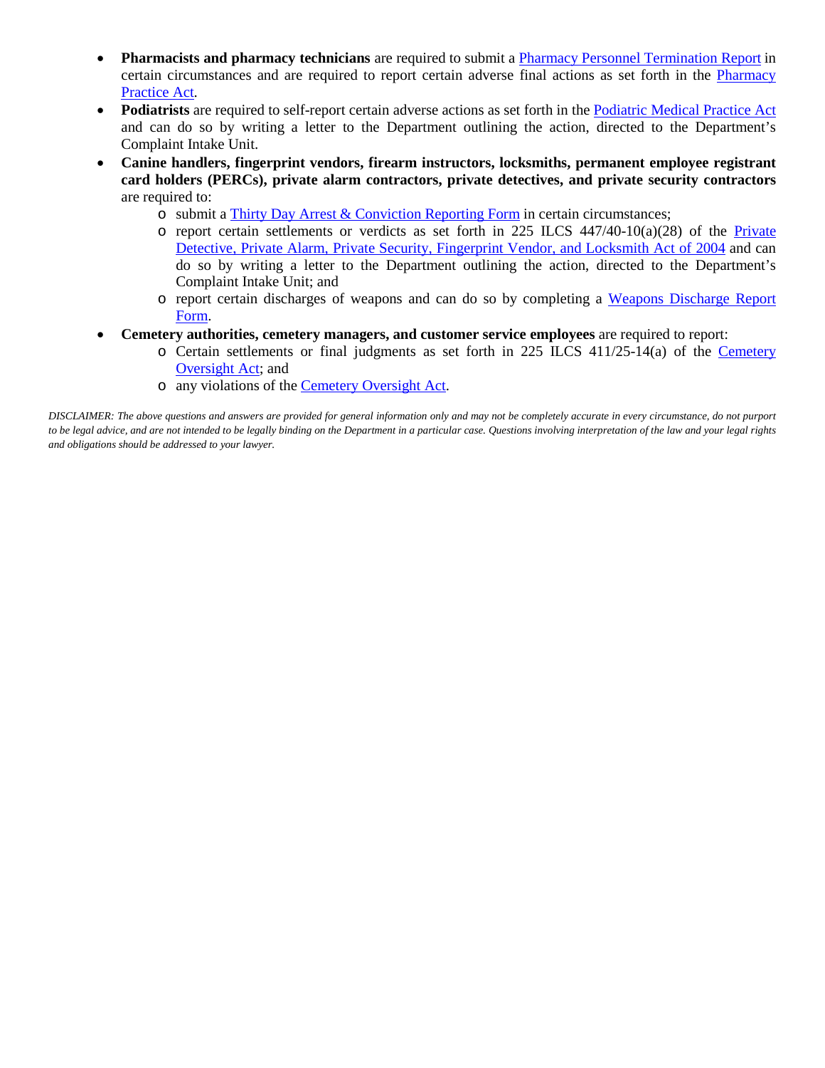- **Pharmacists and pharmacy technicians** are required to submit a Pharmacy Personnel Termination Report in certain circumstances and are required to report certain adverse final actions as set forth in the Pharmacy Practice Act.
- **Podiatrists** are required to self-report certain adverse actions as set forth in the Podiatric Medical Practice Act and can do so by writing a letter to the Department outlining the action, directed to the Department's Complaint Intake Unit.
- **Canine handlers, fingerprint vendors, firearm instructors, locksmiths, permanent employee registrant card holders (PERCs), private alarm contractors, private detectives, and private security contractors** are required to:
  - submit a Thirty Day Arrest & Conviction Reporting Form in certain circumstances;
  - report certain settlements or verdicts as set forth in 225 ILCS 447/40-10(a)(28) of the Private Detective, Private Alarm, Private Security, Fingerprint Vendor, and Locksmith Act of 2004 and can do so by writing a letter to the Department outlining the action, directed to the Department's Complaint Intake Unit; and
  - report certain discharges of weapons and can do so by completing a Weapons Discharge Report Form.
- **Cemetery authorities, cemetery managers, and customer service employees** are required to report:
  - Certain settlements or final judgments as set forth in 225 ILCS 411/25-14(a) of the Cemetery Oversight Act; and
  - any violations of the Cemetery Oversight Act.

*DISCLAIMER: The above questions and answers are provided for general information only and may not be completely accurate in every circumstance, do not purport to be legal advice, and are not intended to be legally binding on the Department in a particular case. Questions involving interpretation of the law and your legal rights and obligations should be addressed to your lawyer.*